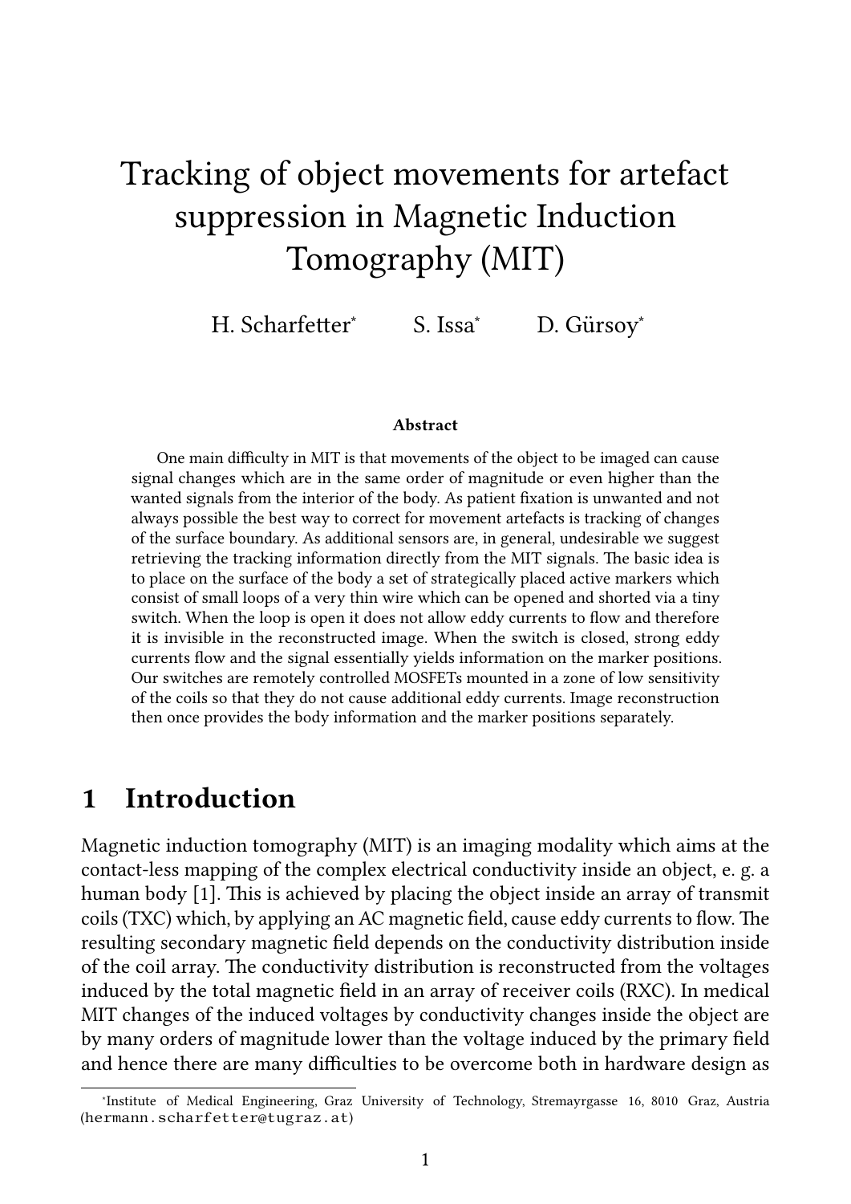# Tracking of object movements for artefact suppression in Magnetic Induction Tomography (MIT)

H. Scharfetter[*] S. Issa[*] D. Gürsoy[*]

### Abstract

One main difficulty in MIT is that movements of the object to be imaged can cause signal changes which are in the same order of magnitude or even higher than the wanted signals from the interior of the body. As patient fixation is unwanted and not always possible the best way to correct for movement artefacts is tracking of changes of the surface boundary. As additional sensors are, in general, undesirable we suggest retrieving the tracking information directly from the MIT signals. The basic idea is to place on the surface of the body a set of strategically placed active markers which consist of small loops of a very thin wire which can be opened and shorted via a tiny switch. When the loop is open it does not allow eddy currents to flow and therefore it is invisible in the reconstructed image. When the switch is closed, strong eddy currents flow and the signal essentially yields information on the marker positions. Our switches are remotely controlled MOSFETs mounted in a zone of low sensitivity of the coils so that they do not cause additional eddy currents. Image reconstruction then once provides the body information and the marker positions separately.

## 1 Introduction

Magnetic induction tomography (MIT) is an imaging modality which aims at the contact-less mapping of the complex electrical conductivity inside an object, e. g. a human body [1]. This is achieved by placing the object inside an array of transmit coils (TXC) which, by applying an AC magnetic field, cause eddy currents to flow. The resulting secondary magnetic field depends on the conductivity distribution inside of the coil array. The conductivity distribution is reconstructed from the voltages induced by the total magnetic field in an array of receiver coils (RXC). In medical MIT changes of the induced voltages by conductivity changes inside the object are by many orders of magnitude lower than the voltage induced by the primary field and hence there are many difficulties to be overcome both in hardware design as

[*] Institute of Medical Engineering, Graz University of Technology, Stremayrgasse 16, 8010 Graz, Austria (hermann.scharfetter@tugraz.at)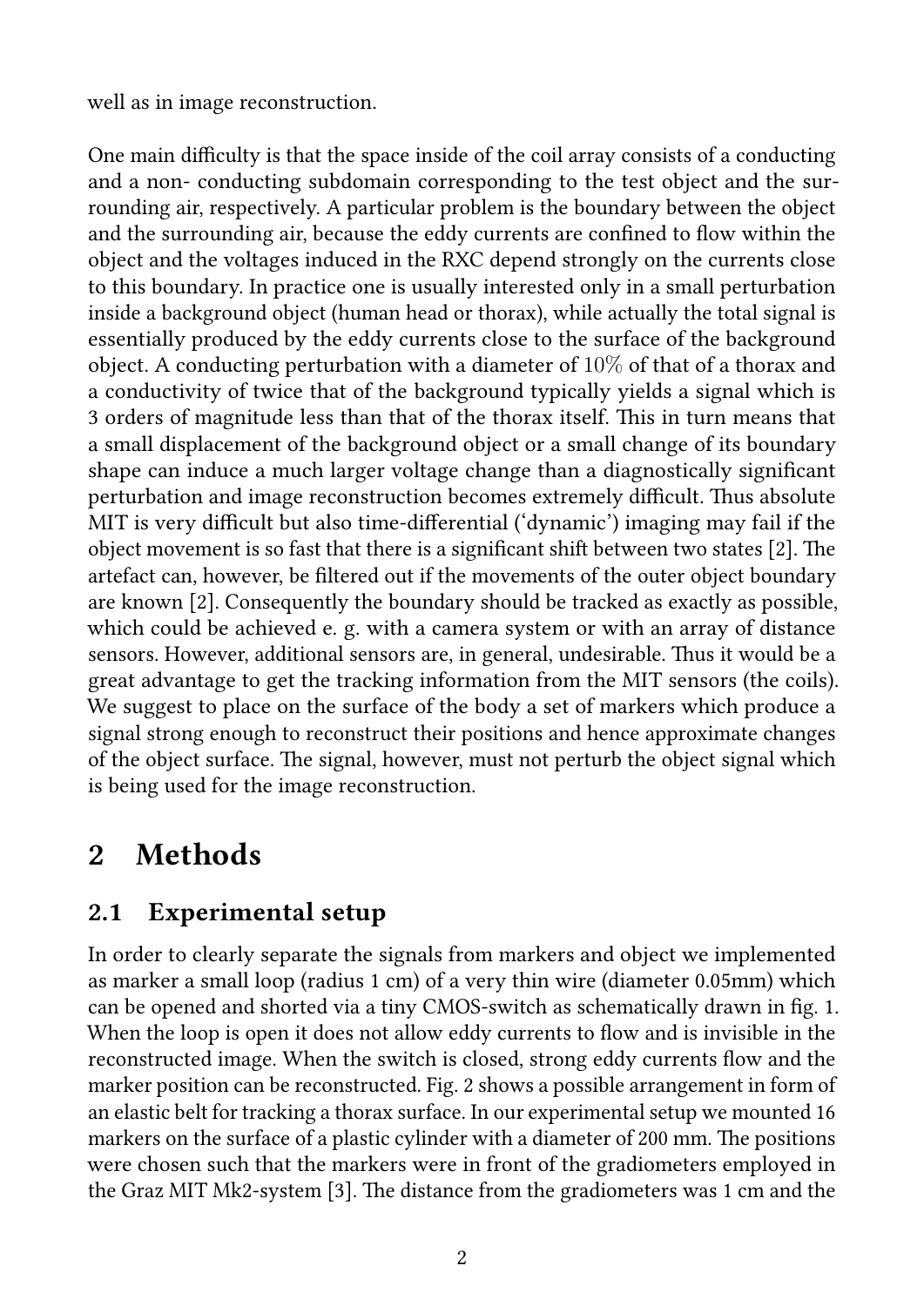well as in image reconstruction.

One main difficulty is that the space inside of the coil array consists of a conducting and a non- conducting subdomain corresponding to the test object and the surrounding air, respectively. A particular problem is the boundary between the object and the surrounding air, because the eddy currents are confined to flow within the object and the voltages induced in the RXC depend strongly on the currents close to this boundary. In practice one is usually interested only in a small perturbation inside a background object (human head or thorax), while actually the total signal is essentially produced by the eddy currents close to the surface of the background object. A conducting perturbation with a diameter of $10\%$ of that of a thorax and a conductivity of twice that of the background typically yields a signal which is 3 orders of magnitude less than that of the thorax itself. This in turn means that a small displacement of the background object or a small change of its boundary shape can induce a much larger voltage change than a diagnostically significant perturbation and image reconstruction becomes extremely difficult. Thus absolute MIT is very difficult but also time-differential ('dynamic') imaging may fail if the object movement is so fast that there is a significant shift between two states [2]. The artefact can, however, be filtered out if the movements of the outer object boundary are known [2]. Consequently the boundary should be tracked as exactly as possible, which could be achieved e. g. with a camera system or with an array of distance sensors. However, additional sensors are, in general, undesirable. Thus it would be a great advantage to get the tracking information from the MIT sensors (the coils). We suggest to place on the surface of the body a set of markers which produce a signal strong enough to reconstruct their positions and hence approximate changes of the object surface. The signal, however, must not perturb the object signal which is being used for the image reconstruction.

# 2 Methods

## 2.1 Experimental setup

In order to clearly separate the signals from markers and object we implemented as marker a small loop (radius 1 cm) of a very thin wire (diameter 0.05mm) which can be opened and shorted via a tiny CMOS-switch as schematically drawn in fig. 1. When the loop is open it does not allow eddy currents to flow and is invisible in the reconstructed image. When the switch is closed, strong eddy currents flow and the marker position can be reconstructed. Fig. 2 shows a possible arrangement in form of an elastic belt for tracking a thorax surface. In our experimental setup we mounted 16 markers on the surface of a plastic cylinder with a diameter of 200 mm. The positions were chosen such that the markers were in front of the gradiometers employed in the Graz MIT Mk2-system [3]. The distance from the gradiometers was 1 cm and the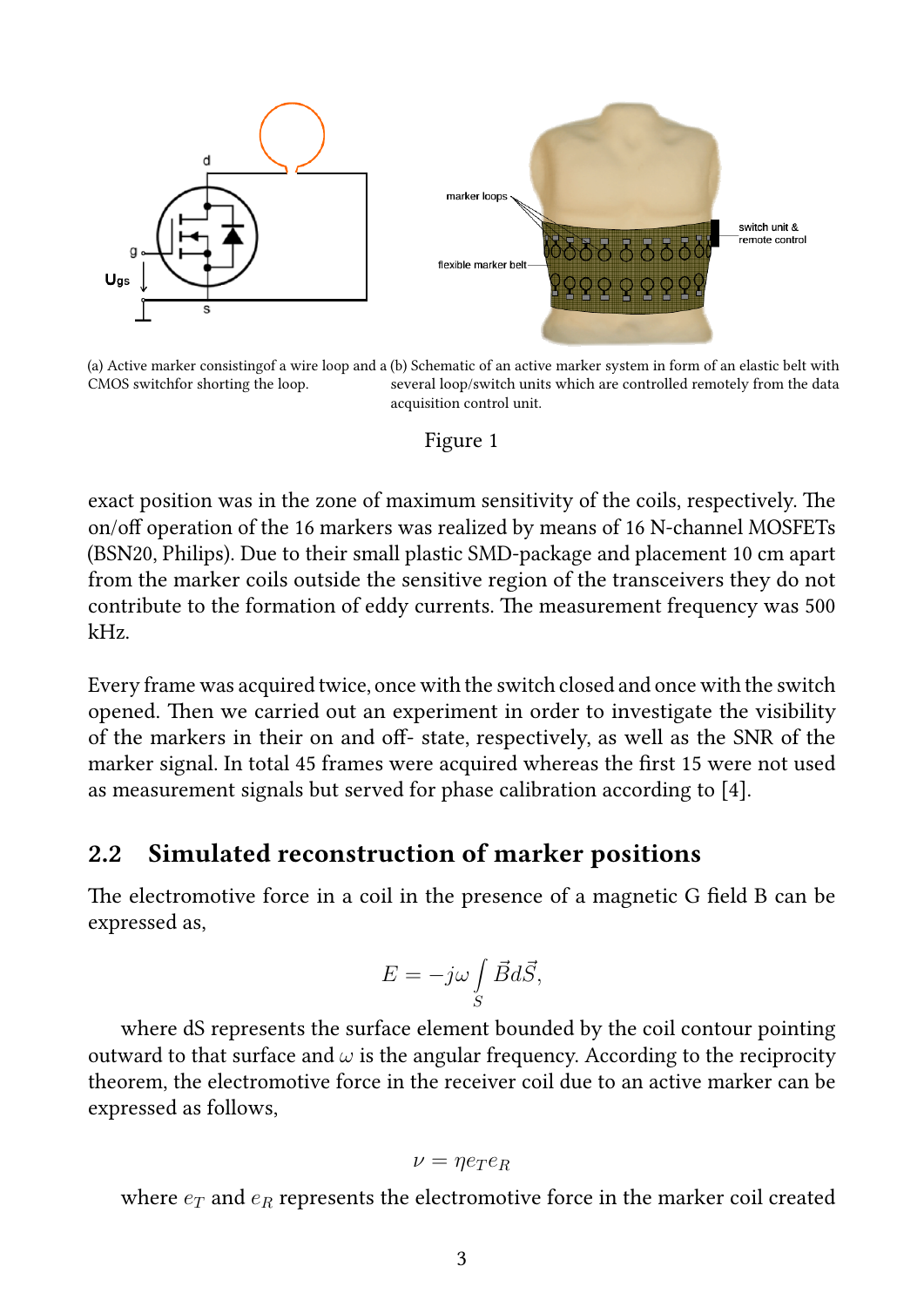marker loops

flexible marker belt

switch unit & remote control

(a) Active marker consistingof a wire loop and a CMOS switchfor shorting the loop.

(b) Schematic of an active marker system in form of an elastic belt with several loop/switch units which are controlled remotely from the data acquisition control unit.

Figure 1

exact position was in the zone of maximum sensitivity of the coils, respectively. The on/off operation of the 16 markers was realized by means of 16 N-channel MOSFETs (BSN20, Philips). Due to their small plastic SMD-package and placement 10 cm apart from the marker coils outside the sensitive region of the transceivers they do not contribute to the formation of eddy currents. The measurement frequency was 500 kHz.

Every frame was acquired twice, once with the switch closed and once with the switch opened. Then we carried out an experiment in order to investigate the visibility of the markers in their on and off- state, respectively, as well as the SNR of the marker signal. In total 45 frames were acquired whereas the first 15 were not used as measurement signals but served for phase calibration according to [4].

## 2.2 Simulated reconstruction of marker positions

The electromotive force in a coil in the presence of a magnetic G field B can be expressed as,

$$E = -j\omega \int_S \vec{B} d\vec{S},$$

where dS represents the surface element bounded by the coil contour pointing outward to that surface and $\omega$ is the angular frequency. According to the reciprocity theorem, the electromotive force in the receiver coil due to an active marker can be expressed as follows,

$$\nu = \eta e_T e_R$$

where $e_T$ and $e_R$ represents the electromotive force in the marker coil created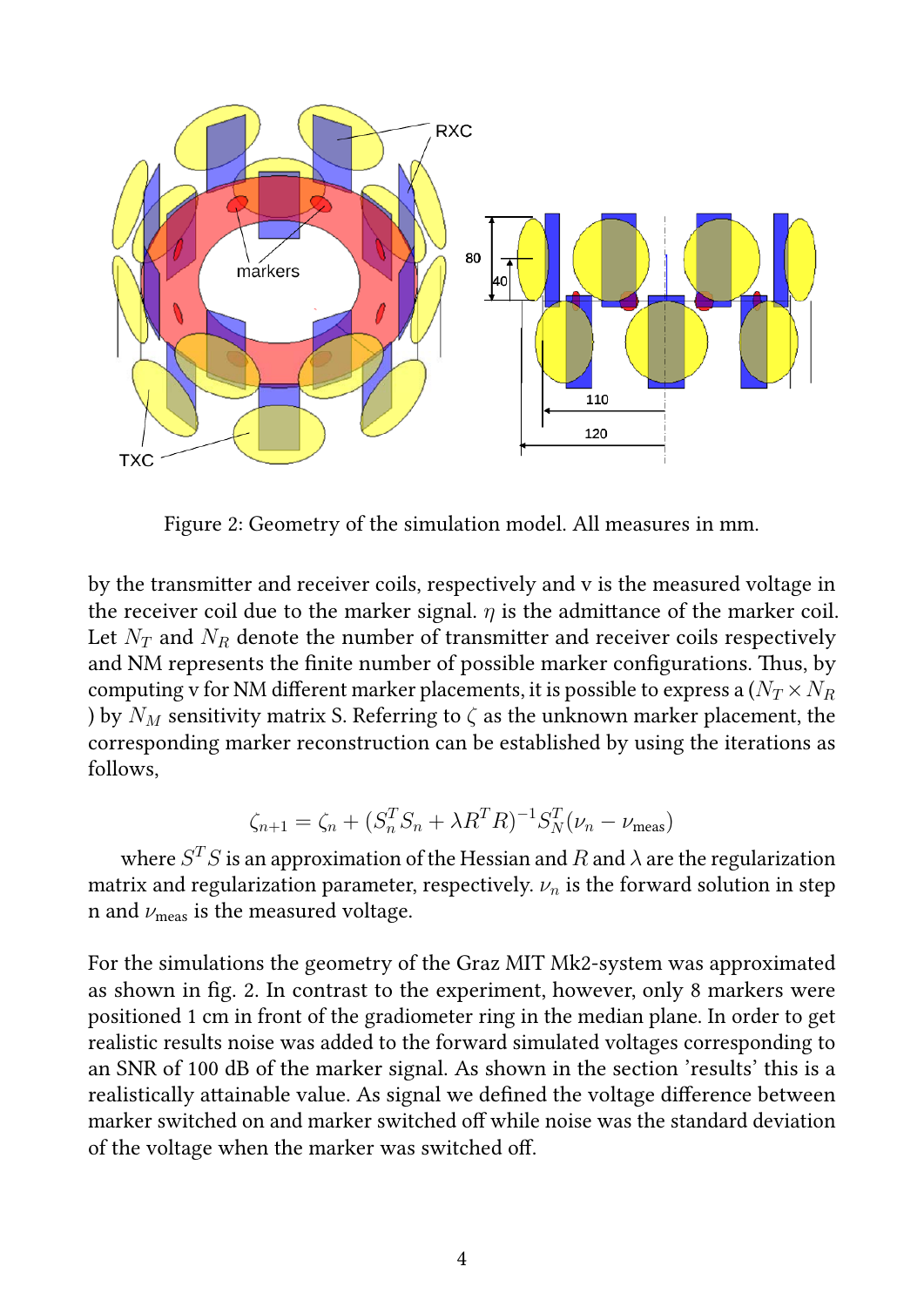RXC

markers

TXC

80

40

110

120

Figure 2: Geometry of the simulation model. All measures in mm.

by the transmitter and receiver coils, respectively and v is the measured voltage in the receiver coil due to the marker signal. $\eta$ is the admittance of the marker coil. Let $N_T$ and $N_R$ denote the number of transmitter and receiver coils respectively and NM represents the finite number of possible marker configurations. Thus, by computing v for NM different marker placements, it is possible to express a ($N_T \times N_R$ ) by $N_M$ sensitivity matrix S. Referring to $\zeta$ as the unknown marker placement, the corresponding marker reconstruction can be established by using the iterations as follows,

$$\zeta_{n+1} = \zeta_n + (S_n^T S_n + \lambda R^T R)^{-1} S_N^T (\nu_n - \nu_{\text{meas}})$$

where $S^T S$ is an approximation of the Hessian and $R$ and $\lambda$ are the regularization matrix and regularization parameter, respectively. $\nu_n$ is the forward solution in step n and $\nu_{\text{meas}}$ is the measured voltage.

For the simulations the geometry of the Graz MIT Mk2-system was approximated as shown in fig. 2. In contrast to the experiment, however, only 8 markers were positioned 1 cm in front of the gradiometer ring in the median plane. In order to get realistic results noise was added to the forward simulated voltages corresponding to an SNR of 100 dB of the marker signal. As shown in the section 'results' this is a realistically attainable value. As signal we defined the voltage difference between marker switched on and marker switched off while noise was the standard deviation of the voltage when the marker was switched off.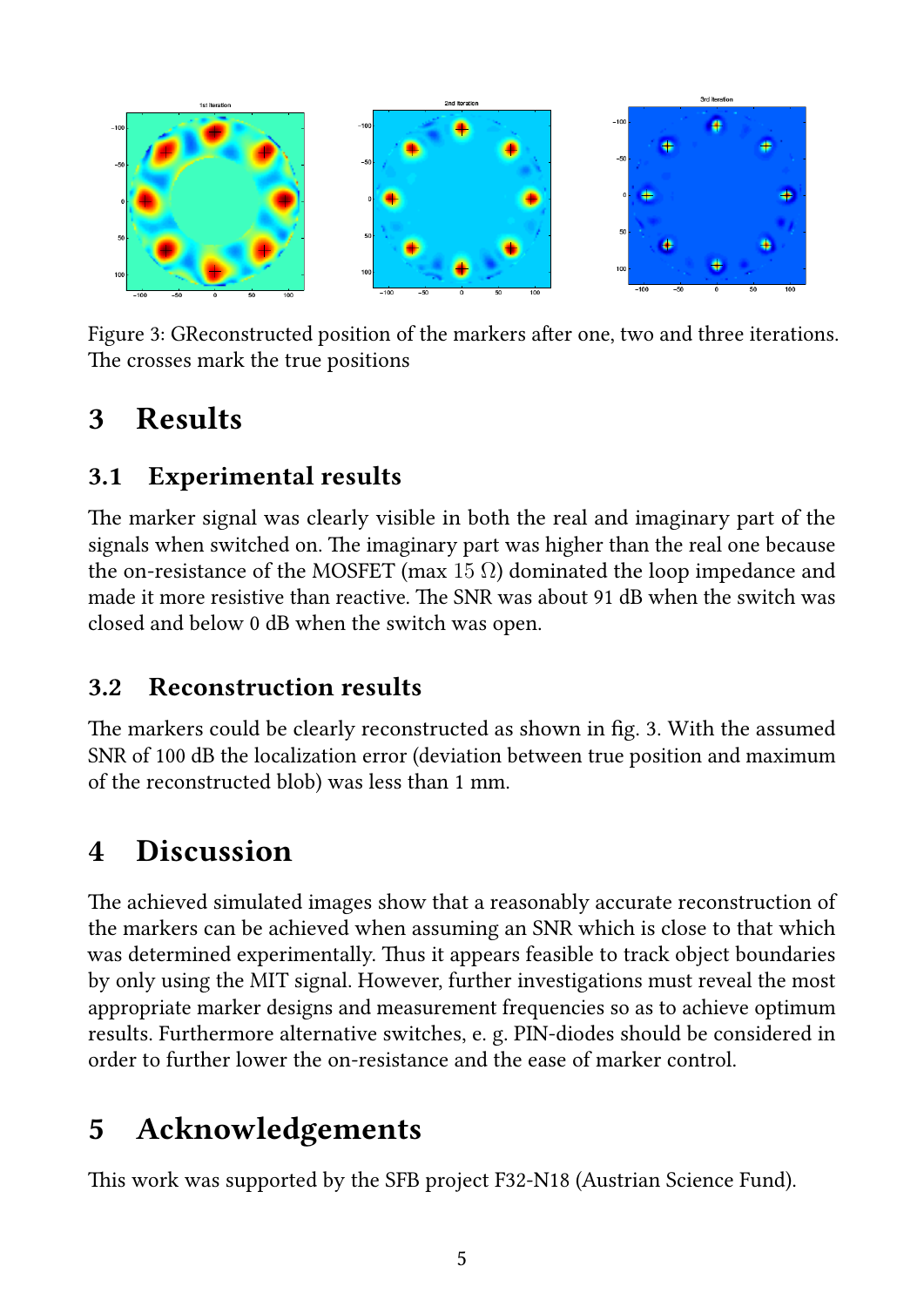1st iteration

2nd iteration

3rd iteration

−100

−50

0

50

100

−100 −50 0 50 100

Figure 3: GReconstructed position of the markers after one, two and three iterations. The crosses mark the true positions

# 3 Results

## 3.1 Experimental results

The marker signal was clearly visible in both the real and imaginary part of the signals when switched on. The imaginary part was higher than the real one because the on-resistance of the MOSFET (max $15\ \Omega$) dominated the loop impedance and made it more resistive than reactive. The SNR was about 91 dB when the switch was closed and below 0 dB when the switch was open.

## 3.2 Reconstruction results

The markers could be clearly reconstructed as shown in fig. 3. With the assumed SNR of 100 dB the localization error (deviation between true position and maximum of the reconstructed blob) was less than 1 mm.

# 4 Discussion

The achieved simulated images show that a reasonably accurate reconstruction of the markers can be achieved when assuming an SNR which is close to that which was determined experimentally. Thus it appears feasible to track object boundaries by only using the MIT signal. However, further investigations must reveal the most appropriate marker designs and measurement frequencies so as to achieve optimum results. Furthermore alternative switches, e. g. PIN-diodes should be considered in order to further lower the on-resistance and the ease of marker control.

# 5 Acknowledgements

This work was supported by the SFB project F32-N18 (Austrian Science Fund).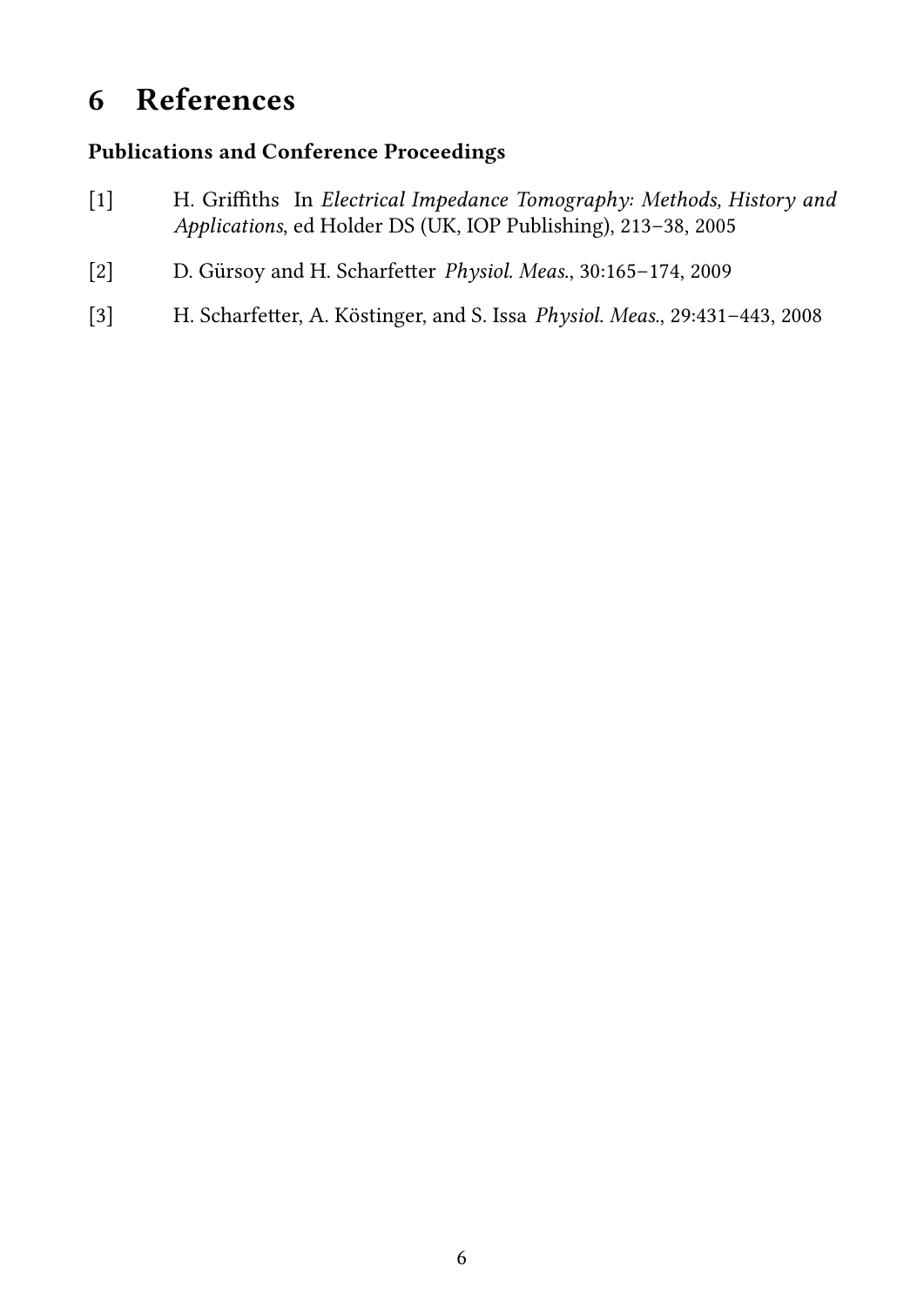# 6 References

### Publications and Conference Proceedings

[1] H. Griffiths In *Electrical Impedance Tomography: Methods, History and Applications*, ed Holder DS (UK, IOP Publishing), 213–38, 2005

[2] D. Gürsoy and H. Scharfetter *Physiol. Meas.*, 30:165–174, 2009

[3] H. Scharfetter, A. Köstinger, and S. Issa *Physiol. Meas.*, 29:431–443, 2008